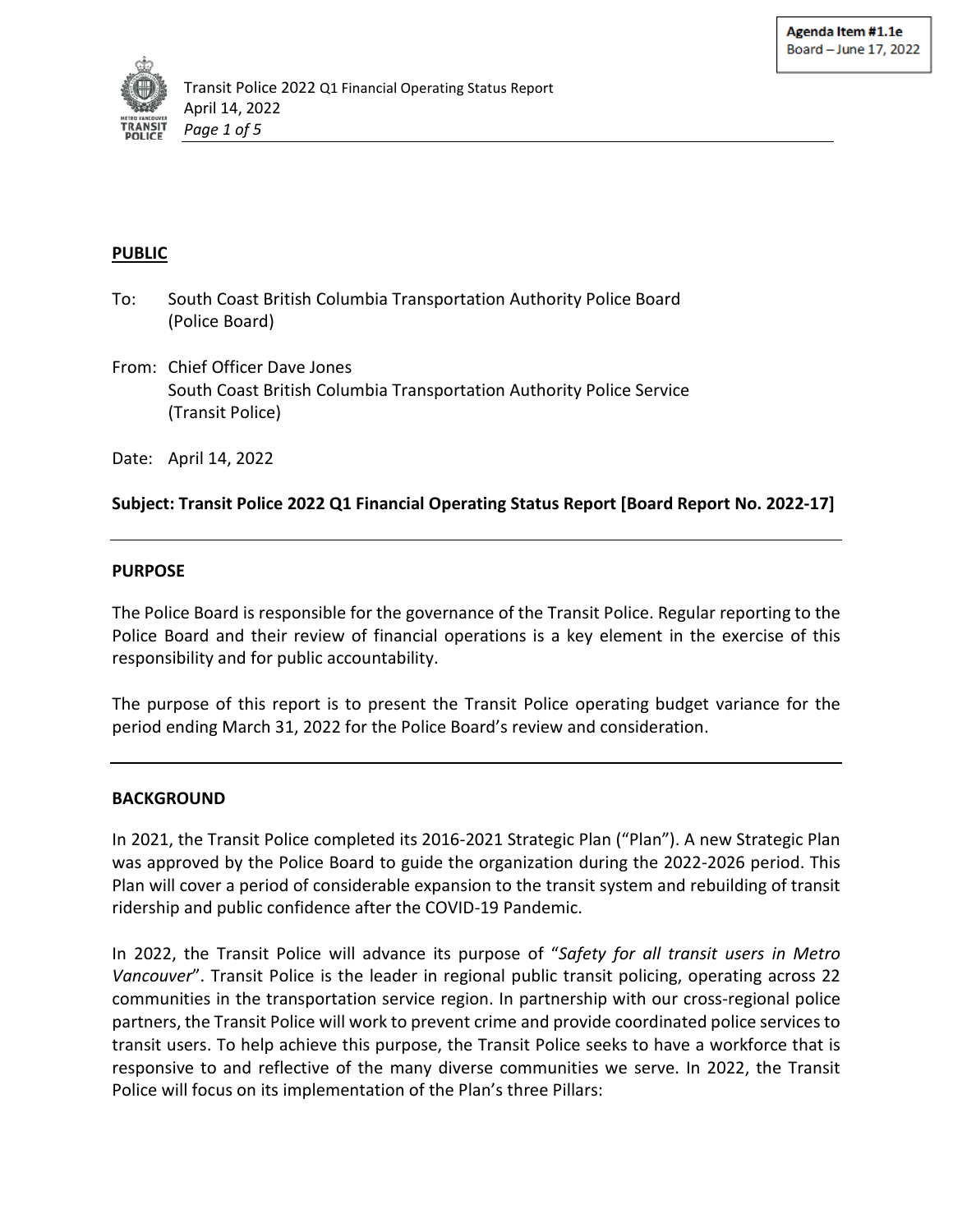Agenda Item #1.1e
Board – June 17, 2022

**PUBLIC**

To: South Coast British Columbia Transportation Authority Police Board (Police Board)

From: Chief Officer Dave Jones
South Coast British Columbia Transportation Authority Police Service (Transit Police)

Date: April 14, 2022

**Subject: Transit Police 2022 Q1 Financial Operating Status Report [Board Report No. 2022-17]**

---

## PURPOSE

The Police Board is responsible for the governance of the Transit Police. Regular reporting to the Police Board and their review of financial operations is a key element in the exercise of this responsibility and for public accountability.

The purpose of this report is to present the Transit Police operating budget variance for the period ending March 31, 2022 for the Police Board's review and consideration.

---

## BACKGROUND

In 2021, the Transit Police completed its 2016-2021 Strategic Plan ("Plan"). A new Strategic Plan was approved by the Police Board to guide the organization during the 2022-2026 period. This Plan will cover a period of considerable expansion to the transit system and rebuilding of transit ridership and public confidence after the COVID-19 Pandemic.

In 2022, the Transit Police will advance its purpose of "*Safety for all transit users in Metro Vancouver*". Transit Police is the leader in regional public transit policing, operating across 22 communities in the transportation service region. In partnership with our cross-regional police partners, the Transit Police will work to prevent crime and provide coordinated police services to transit users. To help achieve this purpose, the Transit Police seeks to have a workforce that is responsive to and reflective of the many diverse communities we serve. In 2022, the Transit Police will focus on its implementation of the Plan's three Pillars: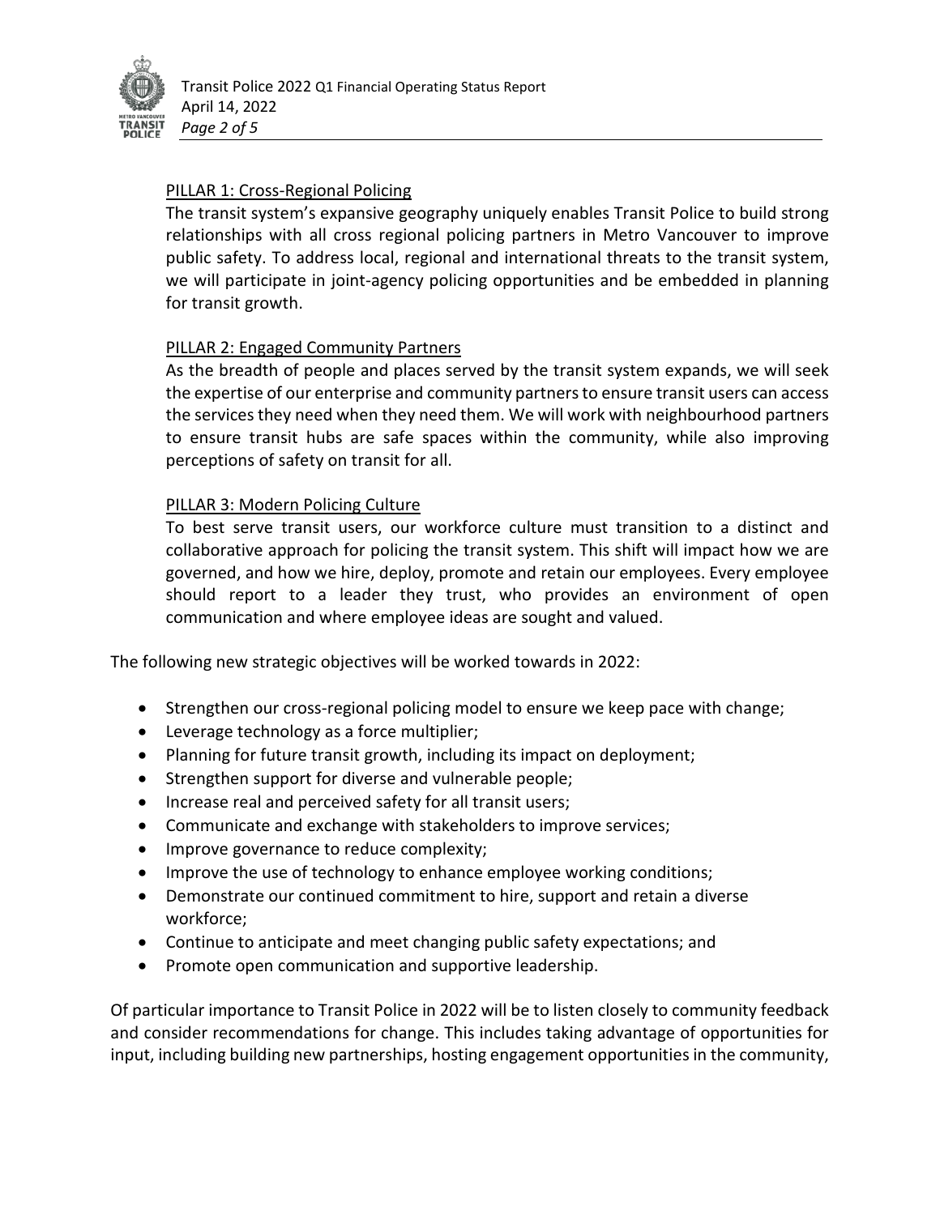PILLAR 1: Cross-Regional Policing

The transit system's expansive geography uniquely enables Transit Police to build strong relationships with all cross regional policing partners in Metro Vancouver to improve public safety. To address local, regional and international threats to the transit system, we will participate in joint-agency policing opportunities and be embedded in planning for transit growth.

PILLAR 2: Engaged Community Partners

As the breadth of people and places served by the transit system expands, we will seek the expertise of our enterprise and community partners to ensure transit users can access the services they need when they need them. We will work with neighbourhood partners to ensure transit hubs are safe spaces within the community, while also improving perceptions of safety on transit for all.

PILLAR 3: Modern Policing Culture

To best serve transit users, our workforce culture must transition to a distinct and collaborative approach for policing the transit system. This shift will impact how we are governed, and how we hire, deploy, promote and retain our employees. Every employee should report to a leader they trust, who provides an environment of open communication and where employee ideas are sought and valued.

The following new strategic objectives will be worked towards in 2022:

- Strengthen our cross-regional policing model to ensure we keep pace with change;
- Leverage technology as a force multiplier;
- Planning for future transit growth, including its impact on deployment;
- Strengthen support for diverse and vulnerable people;
- Increase real and perceived safety for all transit users;
- Communicate and exchange with stakeholders to improve services;
- Improve governance to reduce complexity;
- Improve the use of technology to enhance employee working conditions;
- Demonstrate our continued commitment to hire, support and retain a diverse workforce;
- Continue to anticipate and meet changing public safety expectations; and
- Promote open communication and supportive leadership.

Of particular importance to Transit Police in 2022 will be to listen closely to community feedback and consider recommendations for change. This includes taking advantage of opportunities for input, including building new partnerships, hosting engagement opportunities in the community,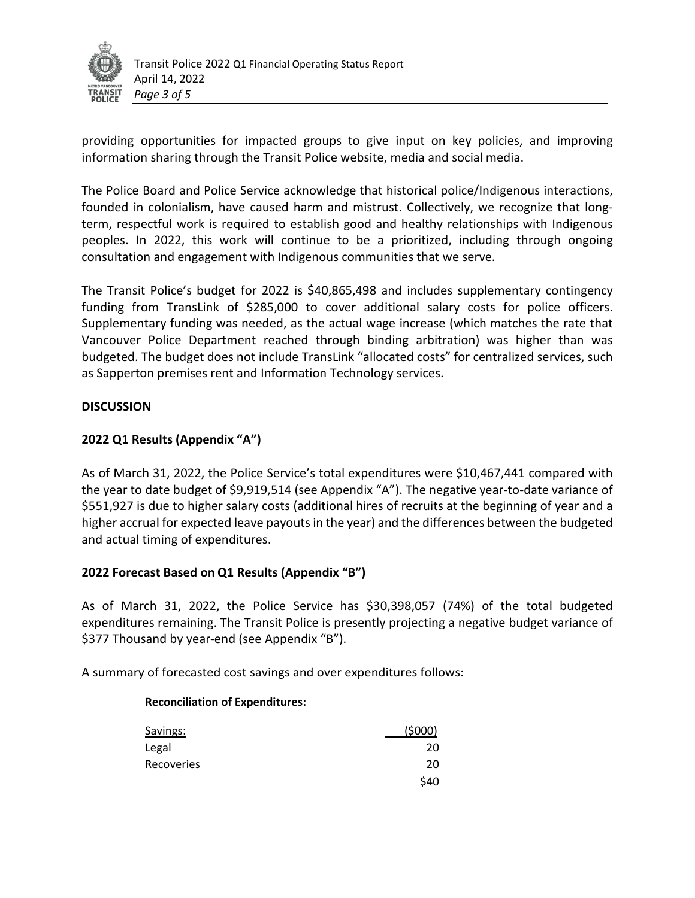providing opportunities for impacted groups to give input on key policies, and improving information sharing through the Transit Police website, media and social media.

The Police Board and Police Service acknowledge that historical police/Indigenous interactions, founded in colonialism, have caused harm and mistrust. Collectively, we recognize that long-term, respectful work is required to establish good and healthy relationships with Indigenous peoples. In 2022, this work will continue to be a prioritized, including through ongoing consultation and engagement with Indigenous communities that we serve.

The Transit Police's budget for 2022 is $40,865,498 and includes supplementary contingency funding from TransLink of $285,000 to cover additional salary costs for police officers. Supplementary funding was needed, as the actual wage increase (which matches the rate that Vancouver Police Department reached through binding arbitration) was higher than was budgeted. The budget does not include TransLink "allocated costs" for centralized services, such as Sapperton premises rent and Information Technology services.

## DISCUSSION

### 2022 Q1 Results (Appendix "A")

As of March 31, 2022, the Police Service's total expenditures were $10,467,441 compared with the year to date budget of $9,919,514 (see Appendix "A"). The negative year-to-date variance of $551,927 is due to higher salary costs (additional hires of recruits at the beginning of year and a higher accrual for expected leave payouts in the year) and the differences between the budgeted and actual timing of expenditures.

### 2022 Forecast Based on Q1 Results (Appendix "B")

As of March 31, 2022, the Police Service has $30,398,057 (74%) of the total budgeted expenditures remaining. The Transit Police is presently projecting a negative budget variance of $377 Thousand by year-end (see Appendix "B").

A summary of forecasted cost savings and over expenditures follows:

**Reconciliation of Expenditures:**

| Savings: | ($000) |
| --- | --- |
| Legal | 20 |
| Recoveries | 20 |
| | $40 |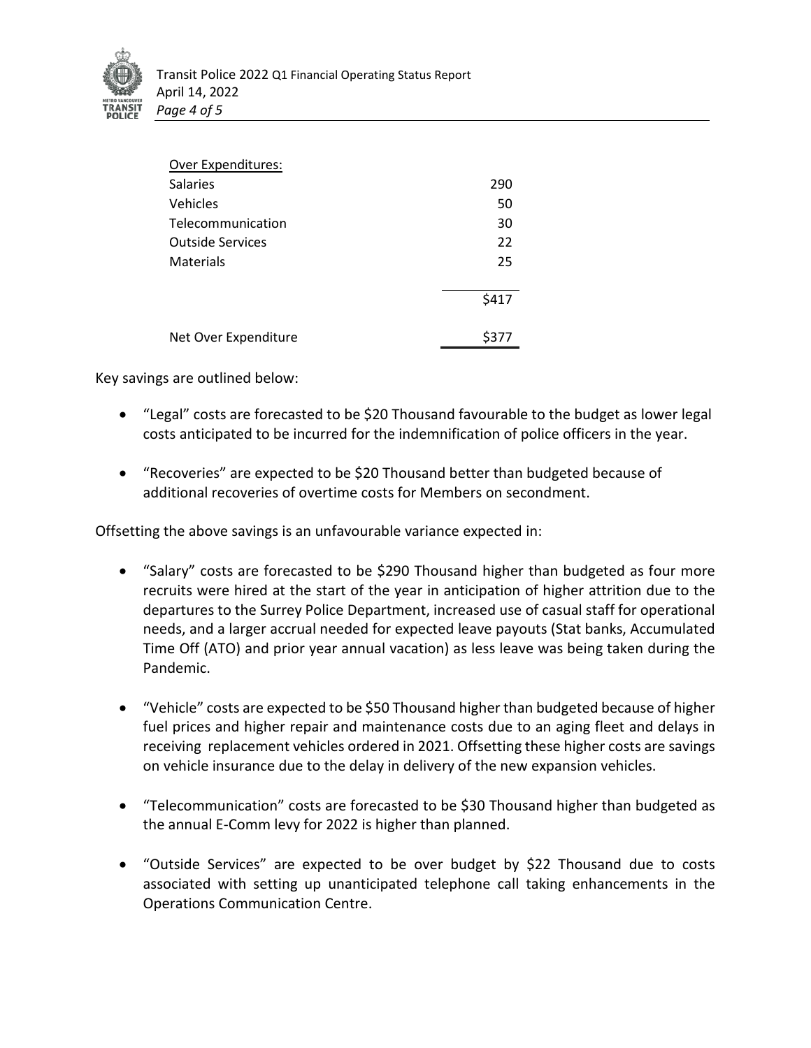| Over Expenditures: | |
|---|---|
| Salaries | 290 |
| Vehicles | 50 |
| Telecommunication | 30 |
| Outside Services | 22 |
| Materials | 25 |
| | $417 |
| Net Over Expenditure | $377 |

Key savings are outlined below:

- "Legal" costs are forecasted to be $20 Thousand favourable to the budget as lower legal costs anticipated to be incurred for the indemnification of police officers in the year.

- "Recoveries" are expected to be $20 Thousand better than budgeted because of additional recoveries of overtime costs for Members on secondment.

Offsetting the above savings is an unfavourable variance expected in:

- "Salary" costs are forecasted to be $290 Thousand higher than budgeted as four more recruits were hired at the start of the year in anticipation of higher attrition due to the departures to the Surrey Police Department, increased use of casual staff for operational needs, and a larger accrual needed for expected leave payouts (Stat banks, Accumulated Time Off (ATO) and prior year annual vacation) as less leave was being taken during the Pandemic.

- "Vehicle" costs are expected to be $50 Thousand higher than budgeted because of higher fuel prices and higher repair and maintenance costs due to an aging fleet and delays in receiving replacement vehicles ordered in 2021. Offsetting these higher costs are savings on vehicle insurance due to the delay in delivery of the new expansion vehicles.

- "Telecommunication" costs are forecasted to be $30 Thousand higher than budgeted as the annual E-Comm levy for 2022 is higher than planned.

- "Outside Services" are expected to be over budget by $22 Thousand due to costs associated with setting up unanticipated telephone call taking enhancements in the Operations Communication Centre.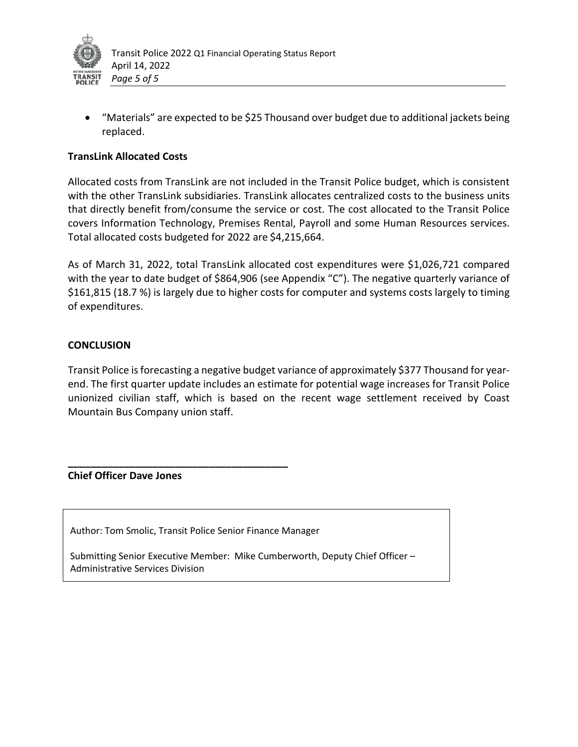- "Materials" are expected to be $25 Thousand over budget due to additional jackets being replaced.

**TransLink Allocated Costs**

Allocated costs from TransLink are not included in the Transit Police budget, which is consistent with the other TransLink subsidiaries. TransLink allocates centralized costs to the business units that directly benefit from/consume the service or cost. The cost allocated to the Transit Police covers Information Technology, Premises Rental, Payroll and some Human Resources services. Total allocated costs budgeted for 2022 are $4,215,664.

As of March 31, 2022, total TransLink allocated cost expenditures were $1,026,721 compared with the year to date budget of $864,906 (see Appendix "C"). The negative quarterly variance of $161,815 (18.7 %) is largely due to higher costs for computer and systems costs largely to timing of expenditures.

**CONCLUSION**

Transit Police is forecasting a negative budget variance of approximately $377 Thousand for year-end. The first quarter update includes an estimate for potential wage increases for Transit Police unionized civilian staff, which is based on the recent wage settlement received by Coast Mountain Bus Company union staff.

\_\_\_\_\_\_\_\_\_\_\_\_\_\_\_\_\_\_\_\_\_\_\_\_\_\_\_\_\_\_\_\_\_\_\_\_\_\_\_\_

**Chief Officer Dave Jones**

Author: Tom Smolic, Transit Police Senior Finance Manager

Submitting Senior Executive Member: Mike Cumberworth, Deputy Chief Officer – Administrative Services Division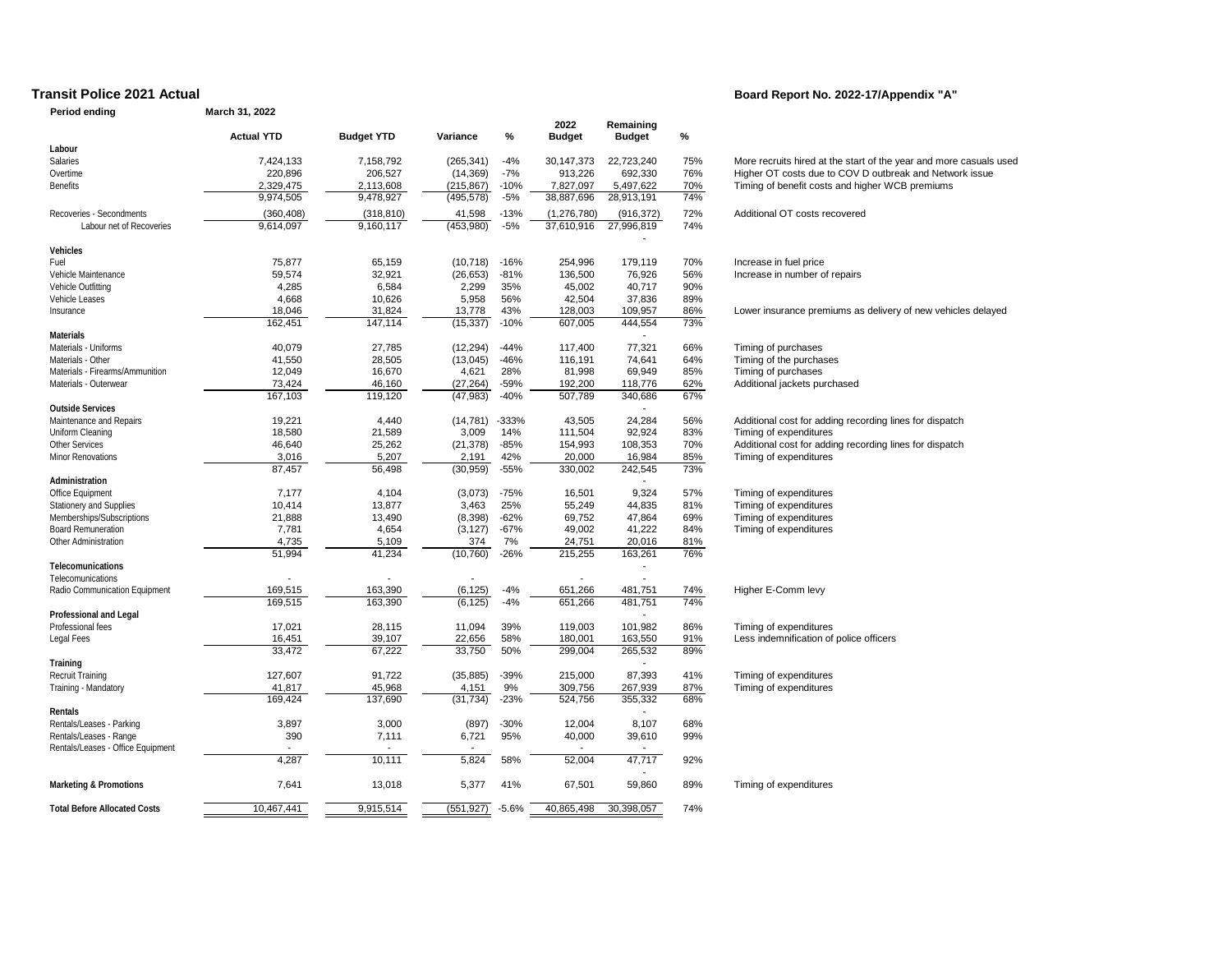# Transit Police 2021 Actual

**Board Report No. 2022-17/Appendix "A"**

**Period ending** March 31, 2022

| | Actual YTD | Budget YTD | Variance | % | 2022 Budget | Remaining Budget | % | |
|---|---|---|---|---|---|---|---|---|
| **Labour** | | | | | | | | |
| Salaries | 7,424,133 | 7,158,792 | (265,341) | -4% | 30,147,373 | 22,723,240 | 75% | More recruits hired at the start of the year and more casuals used |
| Overtime | 220,896 | 206,527 | (14,369) | -7% | 913,226 | 692,330 | 76% | Higher OT costs due to COV D outbreak and Network issue |
| Benefits | 2,329,475 | 2,113,608 | (215,867) | -10% | 7,827,097 | 5,497,622 | 70% | Timing of benefit costs and higher WCB premiums |
| | 9,974,505 | 9,478,927 | (495,578) | -5% | 38,887,696 | 28,913,191 | 74% | |
| Recoveries - Secondments | (360,408) | (318,810) | 41,598 | -13% | (1,276,780) | (916,372) | 72% | Additional OT costs recovered |
| Labour net of Recoveries | 9,614,097 | 9,160,117 | (453,980) | -5% | 37,610,916 | 27,996,819 | 74% | |
| | | | | | | - | | |
| **Vehicles** | | | | | | | | |
| Fuel | 75,877 | 65,159 | (10,718) | -16% | 254,996 | 179,119 | 70% | Increase in fuel price |
| Vehicle Maintenance | 59,574 | 32,921 | (26,653) | -81% | 136,500 | 76,926 | 56% | Increase in number of repairs |
| Vehicle Outfitting | 4,285 | 6,584 | 2,299 | 35% | 45,002 | 40,717 | 90% | |
| Vehicle Leases | 4,668 | 10,626 | 5,958 | 56% | 42,504 | 37,836 | 89% | |
| Insurance | 18,046 | 31,824 | 13,778 | 43% | 128,003 | 109,957 | 86% | Lower insurance premiums as delivery of new vehicles delayed |
| | 162,451 | 147,114 | (15,337) | -10% | 607,005 | 444,554 | 73% | |
| **Materials** | | | | | | - | | |
| Materials - Uniforms | 40,079 | 27,785 | (12,294) | -44% | 117,400 | 77,321 | 66% | Timing of purchases |
| Materials - Other | 41,550 | 28,505 | (13,045) | -46% | 116,191 | 74,641 | 64% | Timing of the purchases |
| Materials - Firearms/Ammunition | 12,049 | 16,670 | 4,621 | 28% | 81,998 | 69,949 | 85% | Timing of purchases |
| Materials - Outerwear | 73,424 | 46,160 | (27,264) | -59% | 192,200 | 118,776 | 62% | Additional jackets purchased |
| | 167,103 | 119,120 | (47,983) | -40% | 507,789 | 340,686 | 67% | |
| **Outside Services** | | | | | | - | | |
| Maintenance and Repairs | 19,221 | 4,440 | (14,781) | -333% | 43,505 | 24,284 | 56% | Additional cost for adding recording lines for dispatch |
| Uniform Cleaning | 18,580 | 21,589 | 3,009 | 14% | 111,504 | 92,924 | 83% | Timing of expenditures |
| Other Services | 46,640 | 25,262 | (21,378) | -85% | 154,993 | 108,353 | 70% | Additional cost for adding recording lines for dispatch |
| Minor Renovations | 3,016 | 5,207 | 2,191 | 42% | 20,000 | 16,984 | 85% | Timing of expenditures |
| | 87,457 | 56,498 | (30,959) | -55% | 330,002 | 242,545 | 73% | |
| **Administration** | | | | | | - | | |
| Office Equipment | 7,177 | 4,104 | (3,073) | -75% | 16,501 | 9,324 | 57% | Timing of expenditures |
| Stationery and Supplies | 10,414 | 13,877 | 3,463 | 25% | 55,249 | 44,835 | 81% | Timing of expenditures |
| Memberships/Subscriptions | 21,888 | 13,490 | (8,398) | -62% | 69,752 | 47,864 | 69% | Timing of expenditures |
| Board Remuneration | 7,781 | 4,654 | (3,127) | -67% | 49,002 | 41,222 | 84% | Timing of expenditures |
| Other Administration | 4,735 | 5,109 | 374 | 7% | 24,751 | 20,016 | 81% | |
| | 51,994 | 41,234 | (10,760) | -26% | 215,255 | 163,261 | 76% | |
| **Telecomunications** | | | | | | - | | |
| Telecomunications | - | - | - | | - | - | | |
| Radio Communication Equipment | 169,515 | 163,390 | (6,125) | -4% | 651,266 | 481,751 | 74% | Higher E-Comm levy |
| | 169,515 | 163,390 | (6,125) | -4% | 651,266 | 481,751 | 74% | |
| **Professional and Legal** | | | | | | - | | |
| Professional fees | 17,021 | 28,115 | 11,094 | 39% | 119,003 | 101,982 | 86% | Timing of expenditures |
| Legal Fees | 16,451 | 39,107 | 22,656 | 58% | 180,001 | 163,550 | 91% | Less indemnification of police officers |
| | 33,472 | 67,222 | 33,750 | 50% | 299,004 | 265,532 | 89% | |
| **Training** | | | | | | - | | |
| Recruit Training | 127,607 | 91,722 | (35,885) | -39% | 215,000 | 87,393 | 41% | Timing of expenditures |
| Training - Mandatory | 41,817 | 45,968 | 4,151 | 9% | 309,756 | 267,939 | 87% | Timing of expenditures |
| | 169,424 | 137,690 | (31,734) | -23% | 524,756 | 355,332 | 68% | |
| **Rentals** | | | | | | - | | |
| Rentals/Leases - Parking | 3,897 | 3,000 | (897) | -30% | 12,004 | 8,107 | 68% | |
| Rentals/Leases - Range | 390 | 7,111 | 6,721 | 95% | 40,000 | 39,610 | 99% | |
| Rentals/Leases - Office Equipment | - | - | - | | - | - | | |
| | 4,287 | 10,111 | 5,824 | 58% | 52,004 | 47,717 | 92% | |
| | | | | | | - | | |
| **Marketing & Promotions** | 7,641 | 13,018 | 5,377 | 41% | 67,501 | 59,860 | 89% | Timing of expenditures |
| | | | | | | | | |
| **Total Before Allocated Costs** | 10,467,441 | 9,915,514 | (551,927) | -5.6% | 40,865,498 | 30,398,057 | 74% | |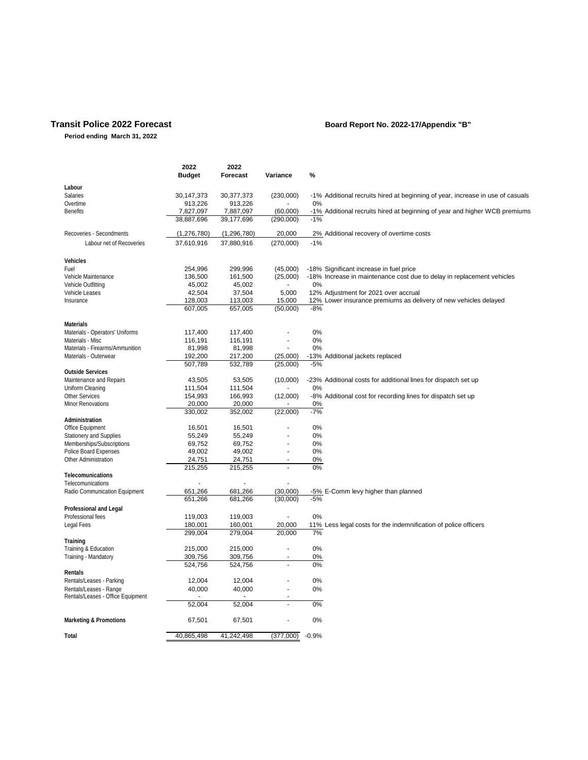# Transit Police 2022 Forecast

**Board Report No. 2022-17/Appendix "B"**

**Period ending March 31, 2022**

| | 2022 Budget | 2022 Forecast | Variance | % | |
|---|---|---|---|---|---|
| **Labour** | | | | | |
| Salaries | 30,147,373 | 30,377,373 | (230,000) | -1% | Additional recruits hired at beginning of year, increase in use of casuals |
| Overtime | 913,226 | 913,226 | - | 0% | |
| Benefits | 7,827,097 | 7,887,097 | (60,000) | -1% | Additional recruits hired at beginning of year and higher WCB premiums |
| | 38,887,696 | 39,177,696 | (290,000) | -1% | |
| Recoveries - Secondments | (1,276,780) | (1,296,780) | 20,000 | 2% | Additional recovery of overtime costs |
| Labour net of Recoveries | 37,610,916 | 37,880,916 | (270,000) | -1% | |
| **Vehicles** | | | | | |
| Fuel | 254,996 | 299,996 | (45,000) | -18% | Significant increase in fuel price |
| Vehicle Maintenance | 136,500 | 161,500 | (25,000) | -18% | Increase in maintenance cost due to delay in replacement vehicles |
| Vehicle Outfitting | 45,002 | 45,002 | - | 0% | |
| Vehicle Leases | 42,504 | 37,504 | 5,000 | 12% | Adjustment for 2021 over accrual |
| Insurance | 128,003 | 113,003 | 15,000 | 12% | Lower insurance premiums as delivery of new vehicles delayed |
| | 607,005 | 657,005 | (50,000) | -8% | |
| **Materials** | | | | | |
| Materials - Operators' Uniforms | 117,400 | 117,400 | - | 0% | |
| Materials - Misc | 116,191 | 116,191 | - | 0% | |
| Materials - Firearms/Ammunition | 81,998 | 81,998 | - | 0% | |
| Materials - Outerwear | 192,200 | 217,200 | (25,000) | -13% | Additional jackets replaced |
| | 507,789 | 532,789 | (25,000) | -5% | |
| **Outside Services** | | | | | |
| Maintenance and Repairs | 43,505 | 53,505 | (10,000) | -23% | Additional costs for additional lines for dispatch set up |
| Uniform Cleaning | 111,504 | 111,504 | - | 0% | |
| Other Services | 154,993 | 166,993 | (12,000) | -8% | Additional cost for recording lines for dispatch set up |
| Minor Renovations | 20,000 | 20,000 | - | 0% | |
| | 330,002 | 352,002 | (22,000) | -7% | |
| **Administration** | | | | | |
| Office Equipment | 16,501 | 16,501 | - | 0% | |
| Stationery and Supplies | 55,249 | 55,249 | - | 0% | |
| Memberships/Subscriptions | 69,752 | 69,752 | - | 0% | |
| Police Board Expenses | 49,002 | 49,002 | - | 0% | |
| Other Administration | 24,751 | 24,751 | - | 0% | |
| | 215,255 | 215,255 | - | 0% | |
| **Telecomunications** | | | | | |
| Telecomunications | - | - | - | | |
| Radio Communication Equipment | 651,266 | 681,266 | (30,000) | -5% | E-Comm levy higher than planned |
| | 651,266 | 681,266 | (30,000) | -5% | |
| **Professional and Legal** | | | | | |
| Professional fees | 119,003 | 119,003 | - | 0% | |
| Legal Fees | 180,001 | 160,001 | 20,000 | 11% | Less legal costs for the indemnification of police officers |
| | 299,004 | 279,004 | 20,000 | 7% | |
| **Training** | | | | | |
| Training & Education | 215,000 | 215,000 | - | 0% | |
| Training - Mandatory | 309,756 | 309,756 | - | 0% | |
| | 524,756 | 524,756 | - | 0% | |
| **Rentals** | | | | | |
| Rentals/Leases - Parking | 12,004 | 12,004 | - | 0% | |
| Rentals/Leases - Range | 40,000 | 40,000 | - | 0% | |
| Rentals/Leases - Office Equipment | - | - | - | | |
| | 52,004 | 52,004 | - | 0% | |
| **Marketing & Promotions** | 67,501 | 67,501 | - | 0% | |
| **Total** | 40,865,498 | 41,242,498 | (377,000) | -0.9% | |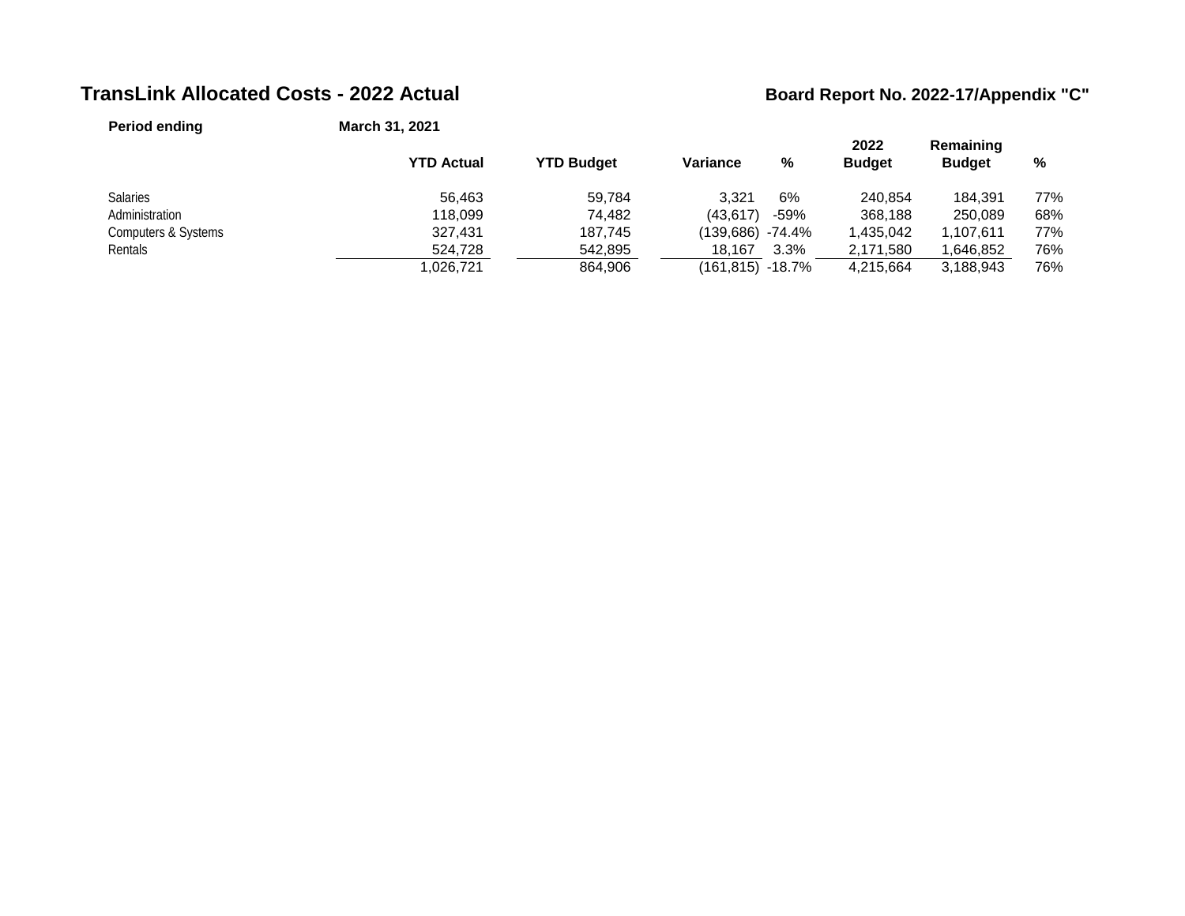## TransLink Allocated Costs - 2022 Actual

**Board Report No. 2022-17/Appendix "C"**

**Period ending** **March 31, 2021**

| | YTD Actual | YTD Budget | Variance | % | 2022 Budget | Remaining Budget | % |
|---|---|---|---|---|---|---|---|
| Salaries | 56,463 | 59,784 | 3,321 | 6% | 240,854 | 184,391 | 77% |
| Administration | 118,099 | 74,482 | (43,617) | -59% | 368,188 | 250,089 | 68% |
| Computers & Systems | 327,431 | 187,745 | (139,686) | -74.4% | 1,435,042 | 1,107,611 | 77% |
| Rentals | 524,728 | 542,895 | 18,167 | 3.3% | 2,171,580 | 1,646,852 | 76% |
| | 1,026,721 | 864,906 | (161,815) | -18.7% | 4,215,664 | 3,188,943 | 76% |